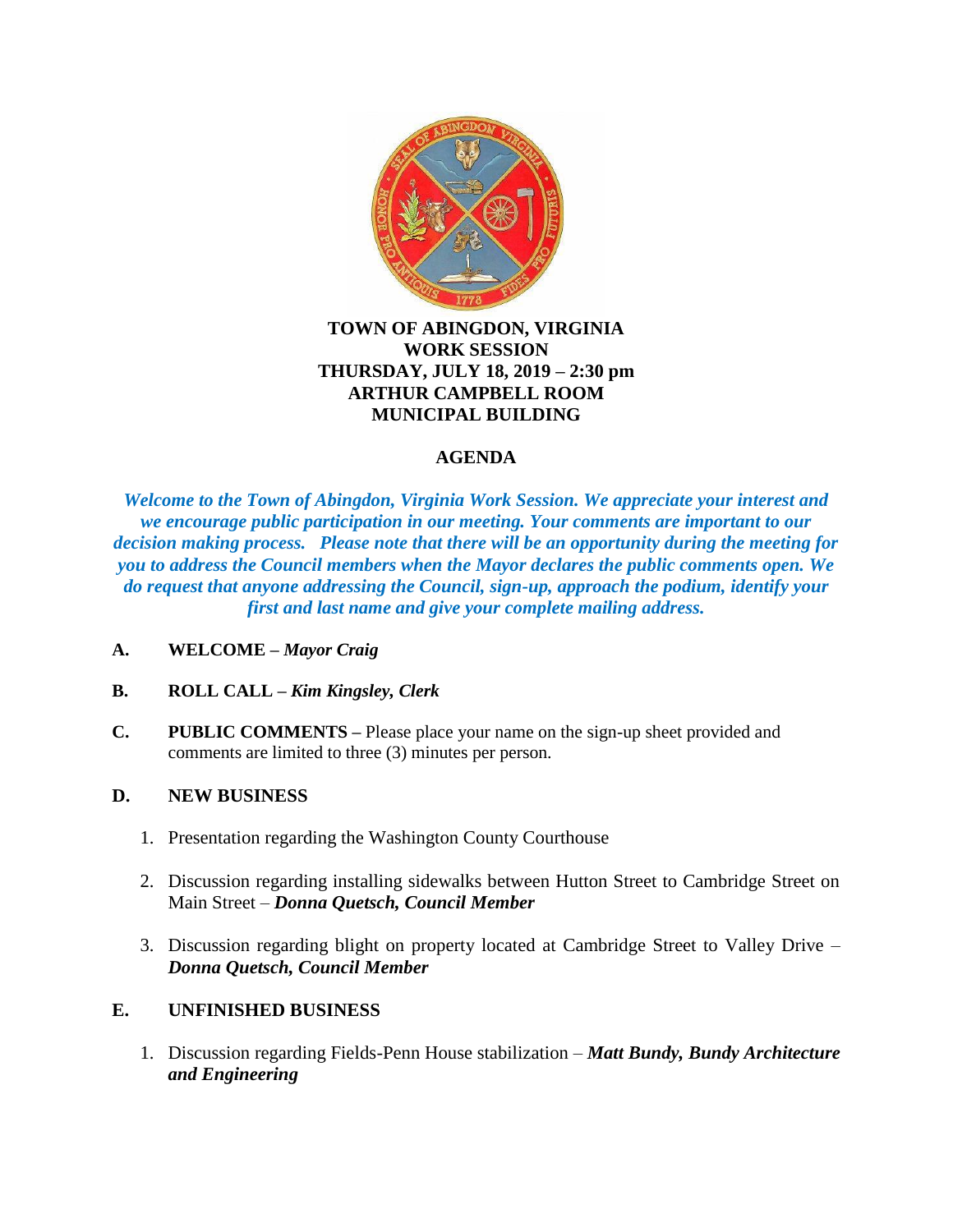# TOWN OF ABINGDON, VIRGINIA
## WORK SESSION
## THURSDAY, JULY 18, 2019 – 2:30 pm
## ARTHUR CAMPBELL ROOM
## MUNICIPAL BUILDING

## AGENDA

***Welcome to the Town of Abingdon, Virginia Work Session. We appreciate your interest and we encourage public participation in our meeting. Your comments are important to our decision making process. Please note that there will be an opportunity during the meeting for you to address the Council members when the Mayor declares the public comments open. We do request that anyone addressing the Council, sign-up, approach the podium, identify your first and last name and give your complete mailing address.***

**A. WELCOME –** ***Mayor Craig***

**B. ROLL CALL –** ***Kim Kingsley, Clerk***

**C. PUBLIC COMMENTS –** Please place your name on the sign-up sheet provided and comments are limited to three (3) minutes per person.

**D. NEW BUSINESS**

1. Presentation regarding the Washington County Courthouse
2. Discussion regarding installing sidewalks between Hutton Street to Cambridge Street on Main Street – ***Donna Quetsch, Council Member***
3. Discussion regarding blight on property located at Cambridge Street to Valley Drive – ***Donna Quetsch, Council Member***

**E. UNFINISHED BUSINESS**

1. Discussion regarding Fields-Penn House stabilization – ***Matt Bundy, Bundy Architecture and Engineering***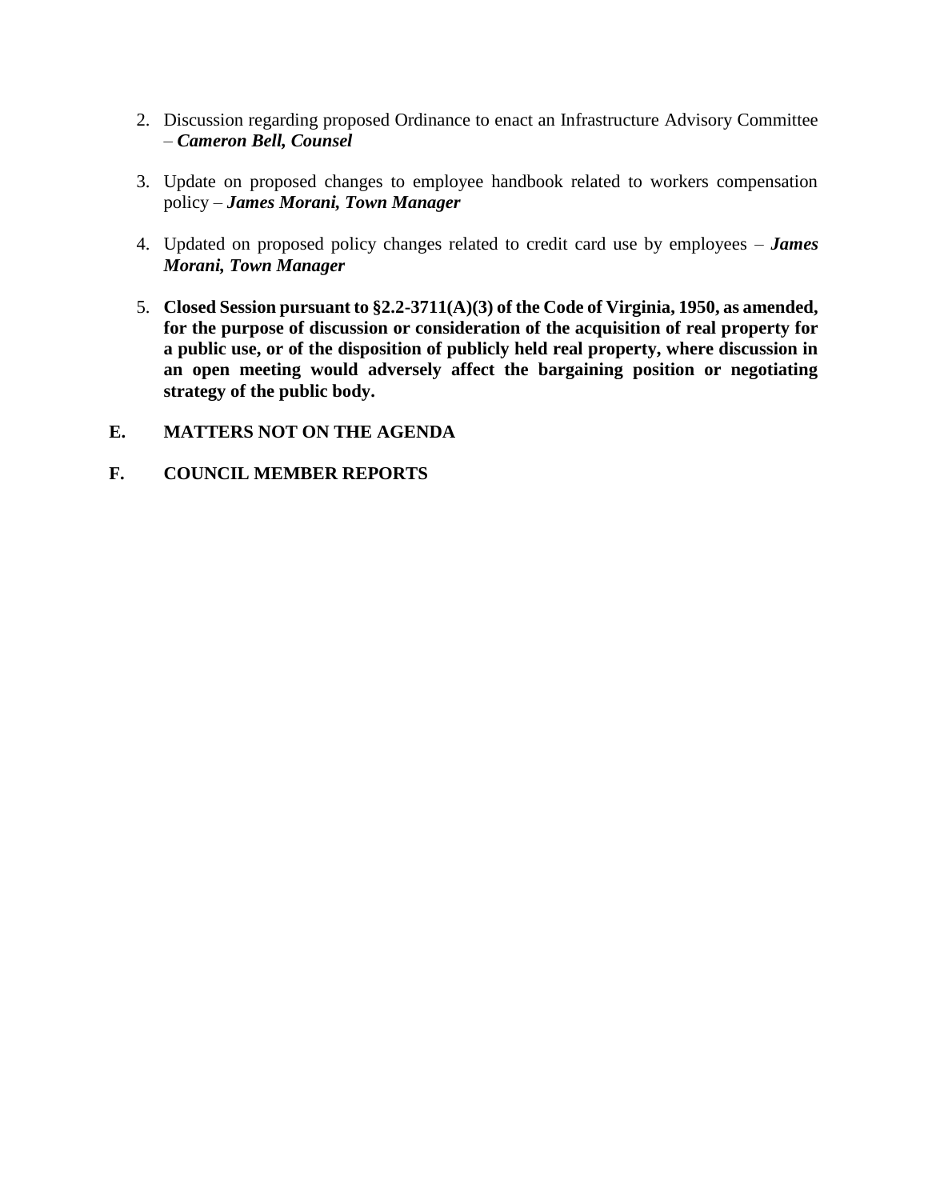2. Discussion regarding proposed Ordinance to enact an Infrastructure Advisory Committee – ***Cameron Bell, Counsel***

3. Update on proposed changes to employee handbook related to workers compensation policy – ***James Morani, Town Manager***

4. Updated on proposed policy changes related to credit card use by employees – ***James Morani, Town Manager***

5. **Closed Session pursuant to §2.2-3711(A)(3) of the Code of Virginia, 1950, as amended, for the purpose of discussion or consideration of the acquisition of real property for a public use, or of the disposition of publicly held real property, where discussion in an open meeting would adversely affect the bargaining position or negotiating strategy of the public body.**

**E. MATTERS NOT ON THE AGENDA**

**F. COUNCIL MEMBER REPORTS**